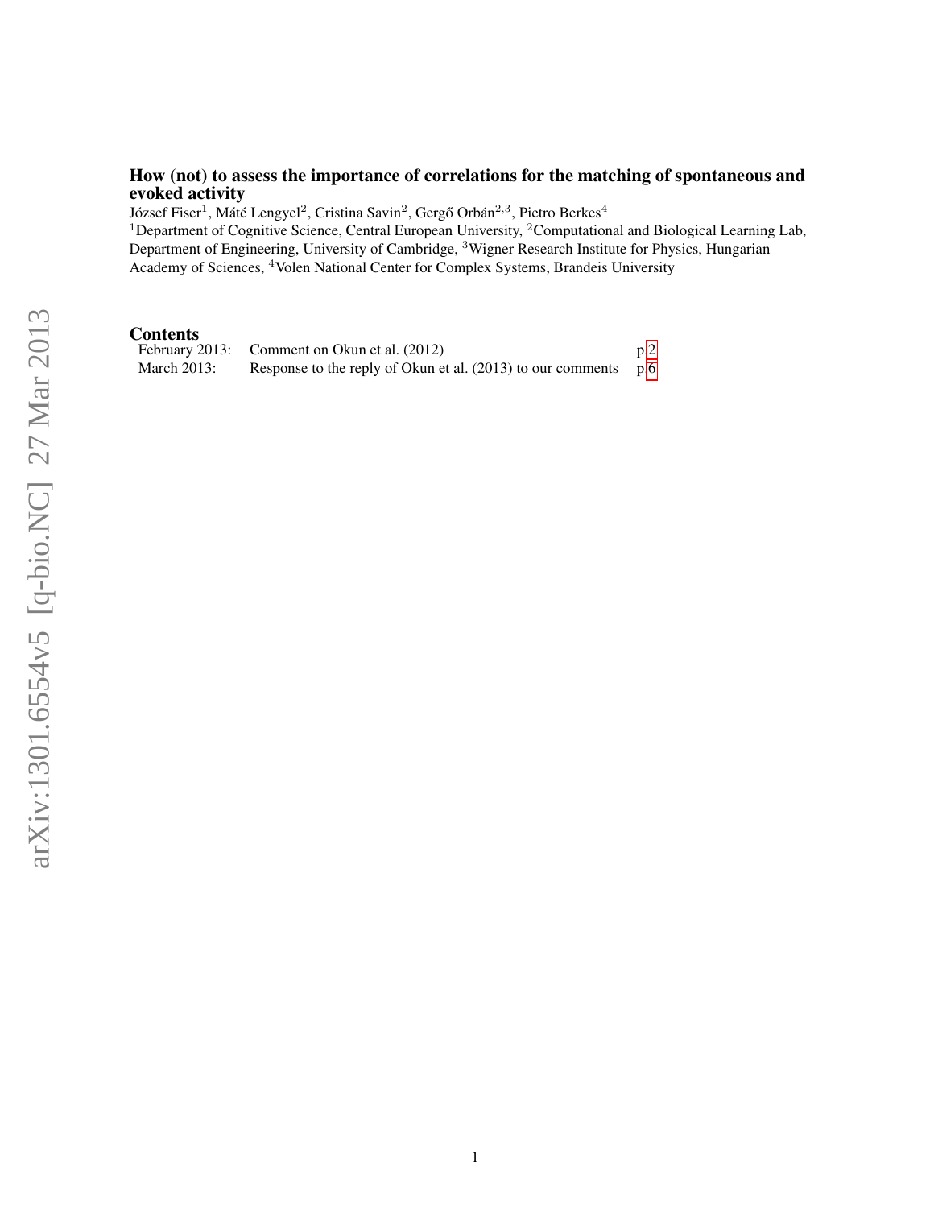# How (not) to assess the importance of correlations for the matching of spontaneous and evoked activity

József Fiser[1], Máté Lengyel[2], Cristina Savin[2], Gergő Orbán[2,3], Pietro Berkes[4]

[1]Department of Cognitive Science, Central European University, [2]Computational and Biological Learning Lab, Department of Engineering, University of Cambridge, [3]Wigner Research Institute for Physics, Hungarian Academy of Sciences, [4]Volen National Center for Complex Systems, Brandeis University

## Contents

| | | |
|---|---|---|
| February 2013: | Comment on Okun et al. (2012) | p.2 |
| March 2013: | Response to the reply of Okun et al. (2013) to our comments | p.6 |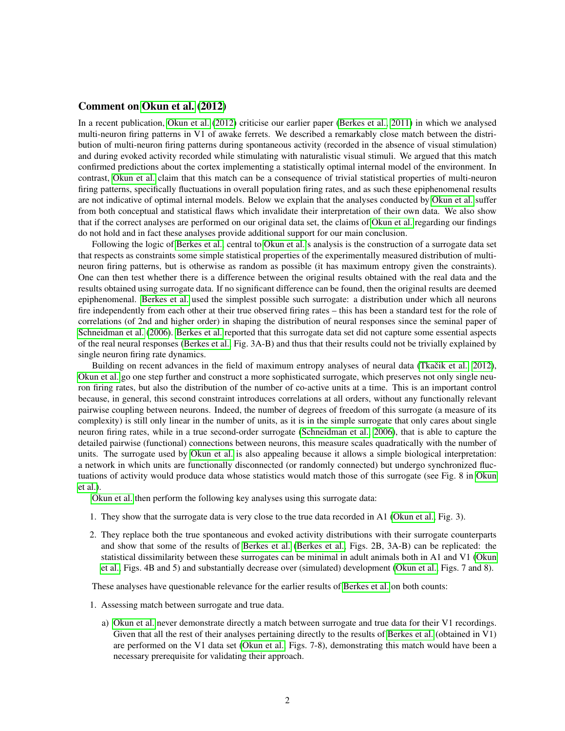## Comment on Okun et al. (2012)

In a recent publication, Okun et al. (2012) criticise our earlier paper (Berkes et al., 2011) in which we analysed multi-neuron firing patterns in V1 of awake ferrets. We described a remarkably close match between the distribution of multi-neuron firing patterns during spontaneous activity (recorded in the absence of visual stimulation) and during evoked activity recorded while stimulating with naturalistic visual stimuli. We argued that this match confirmed predictions about the cortex implementing a statistically optimal internal model of the environment. In contrast, Okun et al. claim that this match can be a consequence of trivial statistical properties of multi-neuron firing patterns, specifically fluctuations in overall population firing rates, and as such these epiphenomenal results are not indicative of optimal internal models. Below we explain that the analyses conducted by Okun et al. suffer from both conceptual and statistical flaws which invalidate their interpretation of their own data. We also show that if the correct analyses are performed on our original data set, the claims of Okun et al. regarding our findings do not hold and in fact these analyses provide additional support for our main conclusion.

Following the logic of Berkes et al., central to Okun et al.'s analysis is the construction of a surrogate data set that respects as constraints some simple statistical properties of the experimentally measured distribution of multi-neuron firing patterns, but is otherwise as random as possible (it has maximum entropy given the constraints). One can then test whether there is a difference between the original results obtained with the real data and the results obtained using surrogate data. If no significant difference can be found, then the original results are deemed epiphenomenal. Berkes et al. used the simplest possible such surrogate: a distribution under which all neurons fire independently from each other at their true observed firing rates – this has been a standard test for the role of correlations (of 2nd and higher order) in shaping the distribution of neural responses since the seminal paper of Schneidman et al. (2006). Berkes et al. reported that this surrogate data set did not capture some essential aspects of the real neural responses (Berkes et al., Fig. 3A-B) and thus that their results could not be trivially explained by single neuron firing rate dynamics.

Building on recent advances in the field of maximum entropy analyses of neural data (Tkačik et al., 2012), Okun et al. go one step further and construct a more sophisticated surrogate, which preserves not only single neuron firing rates, but also the distribution of the number of co-active units at a time. This is an important control because, in general, this second constraint introduces correlations at all orders, without any functionally relevant pairwise coupling between neurons. Indeed, the number of degrees of freedom of this surrogate (a measure of its complexity) is still only linear in the number of units, as it is in the simple surrogate that only cares about single neuron firing rates, while in a true second-order surrogate (Schneidman et al., 2006), that is able to capture the detailed pairwise (functional) connections between neurons, this measure scales quadratically with the number of units. The surrogate used by Okun et al. is also appealing because it allows a simple biological interpretation: a network in which units are functionally disconnected (or randomly connected) but undergo synchronized fluctuations of activity would produce data whose statistics would match those of this surrogate (see Fig. 8 in Okun et al.).

Okun et al. then perform the following key analyses using this surrogate data:

1. They show that the surrogate data is very close to the true data recorded in A1 (Okun et al., Fig. 3).
2. They replace both the true spontaneous and evoked activity distributions with their surrogate counterparts and show that some of the results of Berkes et al. (Berkes et al., Figs. 2B, 3A-B) can be replicated: the statistical dissimilarity between these surrogates can be minimal in adult animals both in A1 and V1 (Okun et al., Figs. 4B and 5) and substantially decrease over (simulated) development (Okun et al., Figs. 7 and 8).

These analyses have questionable relevance for the earlier results of Berkes et al. on both counts:

1. Assessing match between surrogate and true data.
   a) Okun et al. never demonstrate directly a match between surrogate and true data for their V1 recordings. Given that all the rest of their analyses pertaining directly to the results of Berkes et al. (obtained in V1) are performed on the V1 data set (Okun et al., Figs. 7-8), demonstrating this match would have been a necessary prerequisite for validating their approach.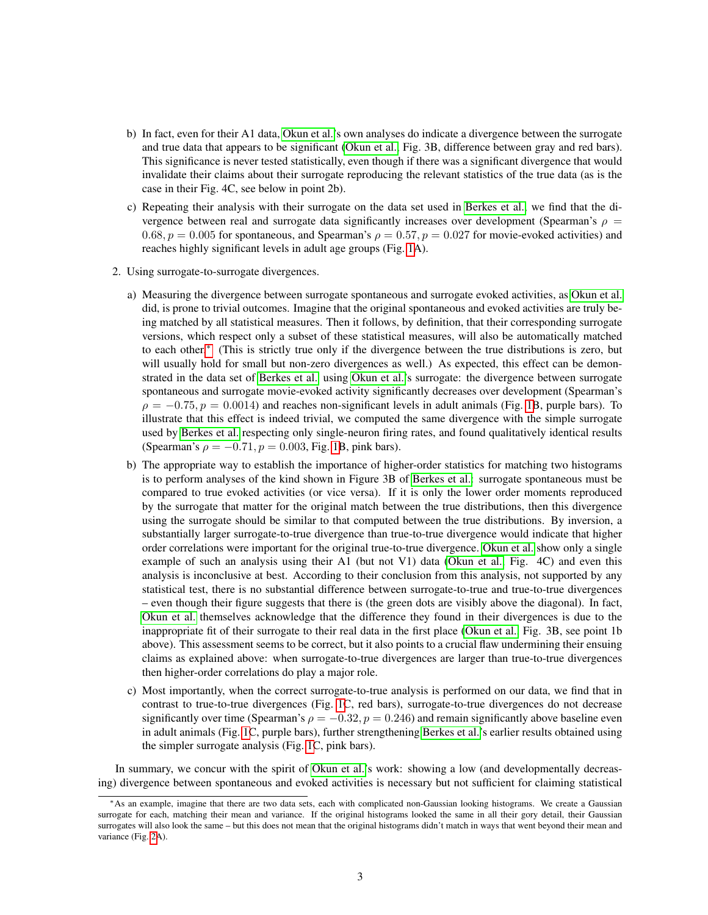b) In fact, even for their A1 data, Okun et al.'s own analyses do indicate a divergence between the surrogate and true data that appears to be significant (Okun et al. Fig. 3B, difference between gray and red bars). This significance is never tested statistically, even though if there was a significant divergence that would invalidate their claims about their surrogate reproducing the relevant statistics of the true data (as is the case in their Fig. 4C, see below in point 2b).

c) Repeating their analysis with their surrogate on the data set used in Berkes et al. we find that the divergence between real and surrogate data significantly increases over development (Spearman's $\rho = 0.68, p = 0.005$ for spontaneous, and Spearman's $\rho = 0.57, p = 0.027$ for movie-evoked activities) and reaches highly significant levels in adult age groups (Fig. 1A).

2. Using surrogate-to-surrogate divergences.

a) Measuring the divergence between surrogate spontaneous and surrogate evoked activities, as Okun et al. did, is prone to trivial outcomes. Imagine that the original spontaneous and evoked activities are truly being matched by all statistical measures. Then it follows, by definition, that their corresponding surrogate versions, which respect only a subset of these statistical measures, will also be automatically matched to each other*. (This is strictly true only if the divergence between the true distributions is zero, but will usually hold for small but non-zero divergences as well.) As expected, this effect can be demonstrated in the data set of Berkes et al. using Okun et al.'s surrogate: the divergence between surrogate spontaneous and surrogate movie-evoked activity significantly decreases over development (Spearman's $\rho = -0.75, p = 0.0014$) and reaches non-significant levels in adult animals (Fig. 1B, purple bars). To illustrate that this effect is indeed trivial, we computed the same divergence with the simple surrogate used by Berkes et al. respecting only single-neuron firing rates, and found qualitatively identical results (Spearman's $\rho = -0.71, p = 0.003$, Fig. 1B, pink bars).

b) The appropriate way to establish the importance of higher-order statistics for matching two histograms is to perform analyses of the kind shown in Figure 3B of Berkes et al.: surrogate spontaneous must be compared to true evoked activities (or vice versa). If it is only the lower order moments reproduced by the surrogate that matter for the original match between the true distributions, then this divergence using the surrogate should be similar to that computed between the true distributions. By inversion, a substantially larger surrogate-to-true divergence than true-to-true divergence would indicate that higher order correlations were important for the original true-to-true divergence. Okun et al. show only a single example of such an analysis using their A1 (but not V1) data (Okun et al. Fig. 4C) and even this analysis is inconclusive at best. According to their conclusion from this analysis, not supported by any statistical test, there is no substantial difference between surrogate-to-true and true-to-true divergences – even though their figure suggests that there is (the green dots are visibly above the diagonal). In fact, Okun et al. themselves acknowledge that the difference they found in their divergences is due to the inappropriate fit of their surrogate to their real data in the first place (Okun et al. Fig. 3B, see point 1b above). This assessment seems to be correct, but it also points to a crucial flaw undermining their ensuing claims as explained above: when surrogate-to-true divergences are larger than true-to-true divergences then higher-order correlations do play a major role.

c) Most importantly, when the correct surrogate-to-true analysis is performed on our data, we find that in contrast to true-to-true divergences (Fig. 1C, red bars), surrogate-to-true divergences do not decrease significantly over time (Spearman's $\rho = -0.32, p = 0.246$) and remain significantly above baseline even in adult animals (Fig. 1C, purple bars), further strengthening Berkes et al.'s earlier results obtained using the simpler surrogate analysis (Fig. 1C, pink bars).

In summary, we concur with the spirit of Okun et al.'s work: showing a low (and developmentally decreasing) divergence between spontaneous and evoked activities is necessary but not sufficient for claiming statistical

*As an example, imagine that there are two data sets, each with complicated non-Gaussian looking histograms. We create a Gaussian surrogate for each, matching their mean and variance. If the original histograms looked the same in all their gory detail, their Gaussian surrogates will also look the same – but this does not mean that the original histograms didn't match in ways that went beyond their mean and variance (Fig. 2A).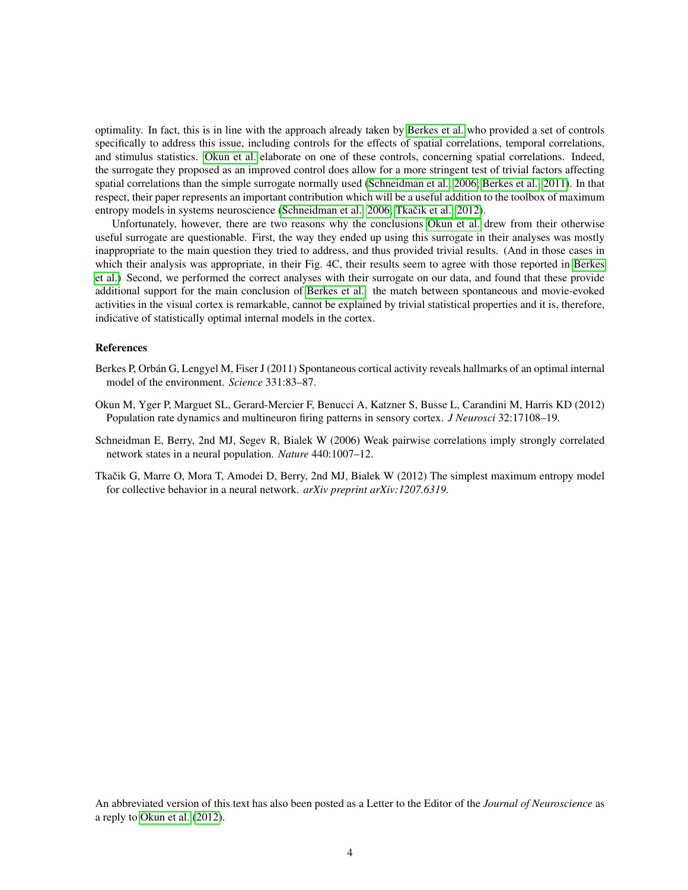optimality. In fact, this is in line with the approach already taken by Berkes et al. who provided a set of controls specifically to address this issue, including controls for the effects of spatial correlations, temporal correlations, and stimulus statistics. Okun et al. elaborate on one of these controls, concerning spatial correlations. Indeed, the surrogate they proposed as an improved control does allow for a more stringent test of trivial factors affecting spatial correlations than the simple surrogate normally used (Schneidman et al. 2006; Berkes et al. 2011). In that respect, their paper represents an important contribution which will be a useful addition to the toolbox of maximum entropy models in systems neuroscience (Schneidman et al. 2006; Tkačik et al. 2012).

Unfortunately, however, there are two reasons why the conclusions Okun et al. drew from their otherwise useful surrogate are questionable. First, the way they ended up using this surrogate in their analyses was mostly inappropriate to the main question they tried to address, and thus provided trivial results. (And in those cases in which their analysis was appropriate, in their Fig. 4C, their results seem to agree with those reported in Berkes et al.) Second, we performed the correct analyses with their surrogate on our data, and found that these provide additional support for the main conclusion of Berkes et al.: the match between spontaneous and movie-evoked activities in the visual cortex is remarkable, cannot be explained by trivial statistical properties and it is, therefore, indicative of statistically optimal internal models in the cortex.

## References

Berkes P, Orbán G, Lengyel M, Fiser J (2011) Spontaneous cortical activity reveals hallmarks of an optimal internal model of the environment. *Science* 331:83–87.

Okun M, Yger P, Marguet SL, Gerard-Mercier F, Benucci A, Katzner S, Busse L, Carandini M, Harris KD (2012) Population rate dynamics and multineuron firing patterns in sensory cortex. *J Neurosci* 32:17108–19.

Schneidman E, Berry, 2nd MJ, Segev R, Bialek W (2006) Weak pairwise correlations imply strongly correlated network states in a neural population. *Nature* 440:1007–12.

Tkačik G, Marre O, Mora T, Amodei D, Berry, 2nd MJ, Bialek W (2012) The simplest maximum entropy model for collective behavior in a neural network. *arXiv preprint arXiv:1207.6319*.

An abbreviated version of this text has also been posted as a Letter to the Editor of the *Journal of Neuroscience* as a reply to Okun et al. (2012).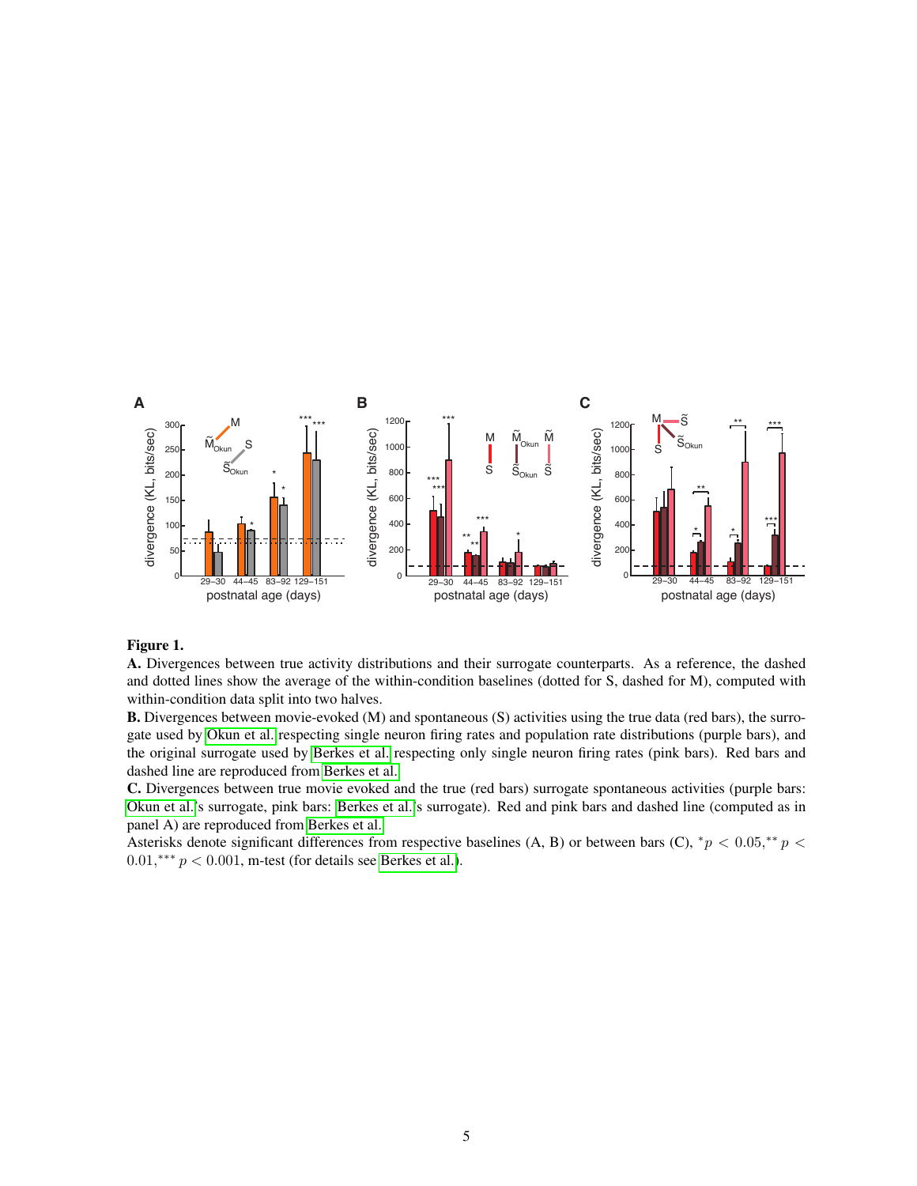**Figure 1.**

**A.** Divergences between true activity distributions and their surrogate counterparts. As a reference, the dashed and dotted lines show the average of the within-condition baselines (dotted for S, dashed for M), computed with within-condition data split into two halves.

**B.** Divergences between movie-evoked (M) and spontaneous (S) activities using the true data (red bars), the surrogate used by Okun et al. respecting single neuron firing rates and population rate distributions (purple bars), and the original surrogate used by Berkes et al. respecting only single neuron firing rates (pink bars). Red bars and dashed line are reproduced from Berkes et al.

**C.** Divergences between true movie evoked and the true (red bars) surrogate spontaneous activities (purple bars: Okun et al.'s surrogate, pink bars: Berkes et al.'s surrogate). Red and pink bars and dashed line (computed as in panel A) are reproduced from Berkes et al.

Asterisks denote significant differences from respective baselines (A, B) or between bars (C), $^{*}p < 0.05$, $^{**}p < 0.01$, $^{***}p < 0.001$, m-test (for details see Berkes et al.).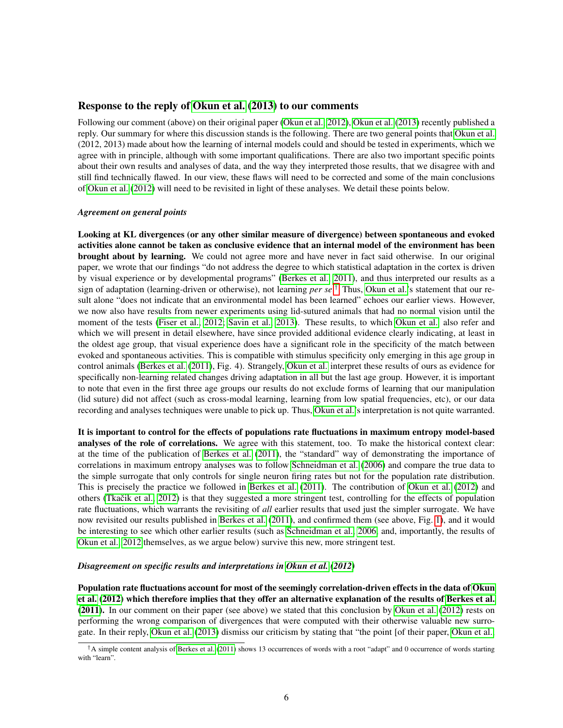## Response to the reply of Okun et al. (2013) to our comments

Following our comment (above) on their original paper (Okun et al., 2012), Okun et al. (2013) recently published a reply. Our summary for where this discussion stands is the following. There are two general points that Okun et al. (2012, 2013) made about how the learning of internal models could and should be tested in experiments, which we agree with in principle, although with some important qualifications. There are also two important specific points about their own results and analyses of data, and the way they interpreted those results, that we disagree with and still find technically flawed. In our view, these flaws will need to be corrected and some of the main conclusions of Okun et al. (2012) will need to be revisited in light of these analyses. We detail these points below.

### *Agreement on general points*

**Looking at KL divergences (or any other similar measure of divergence) between spontaneous and evoked activities alone cannot be taken as conclusive evidence that an internal model of the environment has been brought about by learning.** We could not agree more and have never in fact said otherwise. In our original paper, we wrote that our findings "do not address the degree to which statistical adaptation in the cortex is driven by visual experience or by developmental programs" (Berkes et al., 2011), and thus interpreted our results as a sign of adaptation (learning-driven or otherwise), not learning *per se*.[†] Thus, Okun et al.'s statement that our result alone "does not indicate that an environmental model has been learned" echoes our earlier views. However, we now also have results from newer experiments using lid-sutured animals that had no normal vision until the moment of the tests (Fiser et al., 2012; Savin et al., 2013). These results, to which Okun et al. also refer and which we will present in detail elsewhere, have since provided additional evidence clearly indicating, at least in the oldest age group, that visual experience does have a significant role in the specificity of the match between evoked and spontaneous activities. This is compatible with stimulus specificity only emerging in this age group in control animals (Berkes et al. (2011), Fig. 4). Strangely, Okun et al. interpret these results of ours as evidence for specifically non-learning related changes driving adaptation in all but the last age group. However, it is important to note that even in the first three age groups our results do not exclude forms of learning that our manipulation (lid suture) did not affect (such as cross-modal learning, learning from low spatial frequencies, etc), or our data recording and analyses techniques were unable to pick up. Thus, Okun et al.'s interpretation is not quite warranted.

**It is important to control for the effects of populations rate fluctuations in maximum entropy model-based analyses of the role of correlations.** We agree with this statement, too. To make the historical context clear: at the time of the publication of Berkes et al. (2011), the "standard" way of demonstrating the importance of correlations in maximum entropy analyses was to follow Schneidman et al. (2006) and compare the true data to the simple surrogate that only controls for single neuron firing rates but not for the population rate distribution. This is precisely the practice we followed in Berkes et al. (2011). The contribution of Okun et al. (2012) and others (Tkačik et al., 2012) is that they suggested a more stringent test, controlling for the effects of population rate fluctuations, which warrants the revisiting of *all* earlier results that used just the simpler surrogate. We have now revisited our results published in Berkes et al. (2011), and confirmed them (see above, Fig. 1), and it would be interesting to see which other earlier results (such as Schneidman et al., 2006, and, importantly, the results of Okun et al., 2012 themselves, as we argue below) survive this new, more stringent test.

### *Disagreement on specific results and interpretations in Okun et al. (2012)*

**Population rate fluctuations account for most of the seemingly correlation-driven effects in the data of Okun et al. (2012) which therefore implies that they offer an alternative explanation of the results of Berkes et al. (2011).** In our comment on their paper (see above) we stated that this conclusion by Okun et al. (2012) rests on performing the wrong comparison of divergences that were computed with their otherwise valuable new surrogate. In their reply, Okun et al. (2013) dismiss our criticism by stating that "the point [of their paper, Okun et al.

[†] A simple content analysis of Berkes et al. (2011) shows 13 occurrences of words with a root "adapt" and 0 occurrence of words starting with "learn".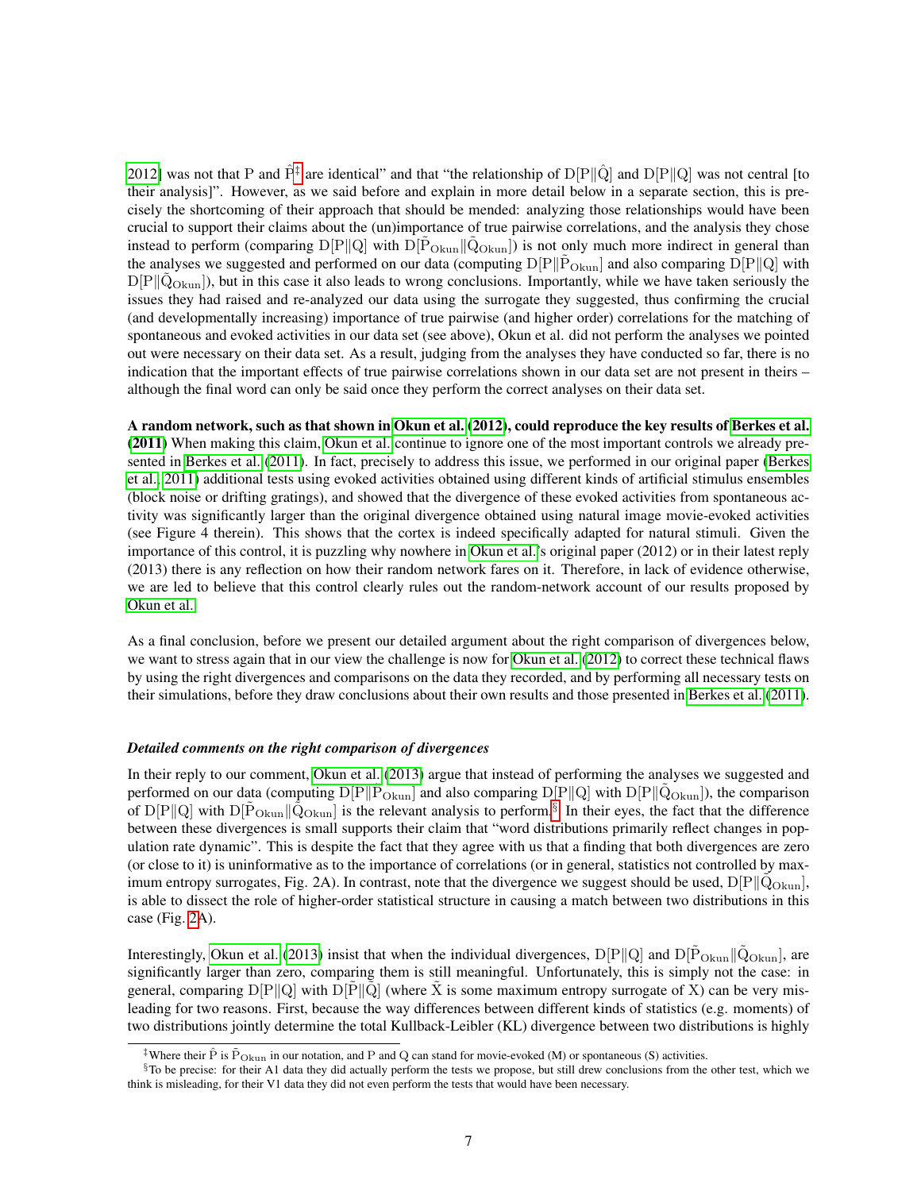2012] was not that P and $\hat{\mathrm{P}}$[‡] are identical" and that "the relationship of $\mathrm{D}[\mathrm{P}\|\hat{\mathrm{Q}}]$ and $\mathrm{D}[\mathrm{P}\|\mathrm{Q}]$ was not central [to their analysis]". However, as we said before and explain in more detail below in a separate section, this is precisely the shortcoming of their approach that should be mended: analyzing those relationships would have been crucial to support their claims about the (un)importance of true pairwise correlations, and the analysis they chose instead to perform (comparing $\mathrm{D}[\mathrm{P}\|\mathrm{Q}]$ with $\mathrm{D}[\tilde{\mathrm{P}}_{\mathrm{Okun}}\|\tilde{\mathrm{Q}}_{\mathrm{Okun}}]$) is not only much more indirect in general than the analyses we suggested and performed on our data (computing $\mathrm{D}[\mathrm{P}\|\tilde{\mathrm{P}}_{\mathrm{Okun}}]$ and also comparing $\mathrm{D}[\mathrm{P}\|\mathrm{Q}]$ with $\mathrm{D}[\mathrm{P}\|\tilde{\mathrm{Q}}_{\mathrm{Okun}}]$), but in this case it also leads to wrong conclusions. Importantly, while we have taken seriously the issues they had raised and re-analyzed our data using the surrogate they suggested, thus confirming the crucial (and developmentally increasing) importance of true pairwise (and higher order) correlations for the matching of spontaneous and evoked activities in our data set (see above), Okun et al. did not perform the analyses we pointed out were necessary on their data set. As a result, judging from the analyses they have conducted so far, there is no indication that the important effects of true pairwise correlations shown in our data set are not present in theirs – although the final word can only be said once they perform the correct analyses on their data set.

**A random network, such as that shown in Okun et al. (2012), could reproduce the key results of Berkes et al. (2011)** When making this claim, Okun et al. continue to ignore one of the most important controls we already presented in Berkes et al. (2011). In fact, precisely to address this issue, we performed in our original paper (Berkes et al., 2011) additional tests using evoked activities obtained using different kinds of artificial stimulus ensembles (block noise or drifting gratings), and showed that the divergence of these evoked activities from spontaneous activity was significantly larger than the original divergence obtained using natural image movie-evoked activities (see Figure 4 therein). This shows that the cortex is indeed specifically adapted for natural stimuli. Given the importance of this control, it is puzzling why nowhere in Okun et al.'s original paper (2012) or in their latest reply (2013) there is any reflection on how their random network fares on it. Therefore, in lack of evidence otherwise, we are led to believe that this control clearly rules out the random-network account of our results proposed by Okun et al.

As a final conclusion, before we present our detailed argument about the right comparison of divergences below, we want to stress again that in our view the challenge is now for Okun et al. (2012) to correct these technical flaws by using the right divergences and comparisons on the data they recorded, and by performing all necessary tests on their simulations, before they draw conclusions about their own results and those presented in Berkes et al. (2011).

### *Detailed comments on the right comparison of divergences*

In their reply to our comment, Okun et al. (2013) argue that instead of performing the analyses we suggested and performed on our data (computing $\mathrm{D}[\mathrm{P}\|\tilde{\mathrm{P}}_{\mathrm{Okun}}]$ and also comparing $\mathrm{D}[\mathrm{P}\|\mathrm{Q}]$ with $\mathrm{D}[\mathrm{P}\|\tilde{\mathrm{Q}}_{\mathrm{Okun}}]$), the comparison of $\mathrm{D}[\mathrm{P}\|\mathrm{Q}]$ with $\mathrm{D}[\tilde{\mathrm{P}}_{\mathrm{Okun}}\|\tilde{\mathrm{Q}}_{\mathrm{Okun}}]$ is the relevant analysis to perform.[§] In their eyes, the fact that the difference between these divergences is small supports their claim that "word distributions primarily reflect changes in population rate dynamic". This is despite the fact that they agree with us that a finding that both divergences are zero (or close to it) is uninformative as to the importance of correlations (or in general, statistics not controlled by maximum entropy surrogates, Fig. 2A). In contrast, note that the divergence we suggest should be used, $\mathrm{D}[\mathrm{P}\|\tilde{\mathrm{Q}}_{\mathrm{Okun}}]$, is able to dissect the role of higher-order statistical structure in causing a match between two distributions in this case (Fig. 2A).

Interestingly, Okun et al. (2013) insist that when the individual divergences, $\mathrm{D}[\mathrm{P}\|\mathrm{Q}]$ and $\mathrm{D}[\tilde{\mathrm{P}}_{\mathrm{Okun}}\|\tilde{\mathrm{Q}}_{\mathrm{Okun}}]$, are significantly larger than zero, comparing them is still meaningful. Unfortunately, this is simply not the case: in general, comparing $\mathrm{D}[\mathrm{P}\|\mathrm{Q}]$ with $\mathrm{D}[\tilde{\mathrm{P}}\|\tilde{\mathrm{Q}}]$ (where $\tilde{\mathrm{X}}$ is some maximum entropy surrogate of X) can be very misleading for two reasons. First, because the way differences between different kinds of statistics (e.g. moments) of two distributions jointly determine the total Kullback-Leibler (KL) divergence between two distributions is highly

---

[‡] Where their $\hat{\mathrm{P}}$ is $\tilde{\mathrm{P}}_{\mathrm{Okun}}$ in our notation, and P and Q can stand for movie-evoked (M) or spontaneous (S) activities.

[§] To be precise: for their A1 data they did actually perform the tests we propose, but still drew conclusions from the other test, which we think is misleading, for their V1 data they did not even perform the tests that would have been necessary.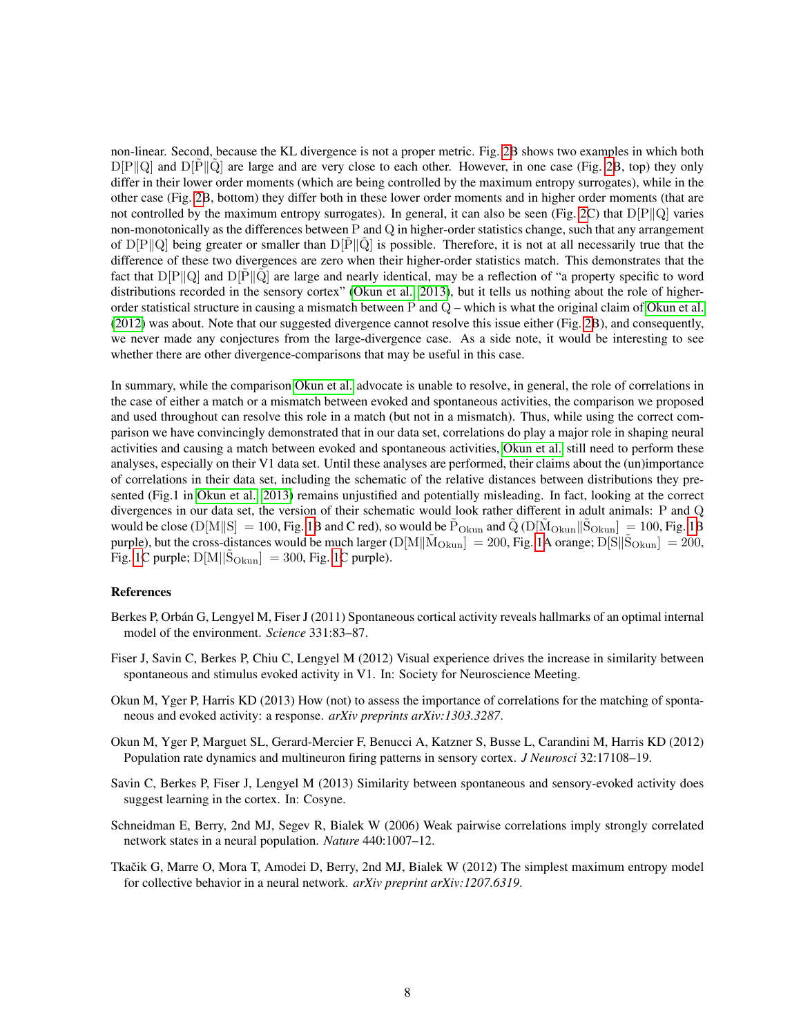non-linear. Second, because the KL divergence is not a proper metric. Fig. 2B shows two examples in which both $\mathrm{D}[\mathrm{P}\|\mathrm{Q}]$ and $\mathrm{D}[\tilde{\mathrm{P}}\|\tilde{\mathrm{Q}}]$ are large and are very close to each other. However, in one case (Fig. 2B, top) they only differ in their lower order moments (which are being controlled by the maximum entropy surrogates), while in the other case (Fig. 2B, bottom) they differ both in these lower order moments and in higher order moments (that are not controlled by the maximum entropy surrogates). In general, it can also be seen (Fig. 2C) that $\mathrm{D}[\mathrm{P}\|\mathrm{Q}]$ varies non-monotonically as the differences between P and Q in higher-order statistics change, such that any arrangement of $\mathrm{D}[\mathrm{P}\|\mathrm{Q}]$ being greater or smaller than $\mathrm{D}[\tilde{\mathrm{P}}\|\tilde{\mathrm{Q}}]$ is possible. Therefore, it is not at all necessarily true that the difference of these two divergences are zero when their higher-order statistics match. This demonstrates that the fact that $\mathrm{D}[\mathrm{P}\|\mathrm{Q}]$ and $\mathrm{D}[\tilde{\mathrm{P}}\|\tilde{\mathrm{Q}}]$ are large and nearly identical, may be a reflection of "a property specific to word distributions recorded in the sensory cortex" (Okun et al., 2013), but it tells us nothing about the role of higher-order statistical structure in causing a mismatch between P and Q – which is what the original claim of Okun et al. (2012) was about. Note that our suggested divergence cannot resolve this issue either (Fig. 2B), and consequently, we never made any conjectures from the large-divergence case. As a side note, it would be interesting to see whether there are other divergence-comparisons that may be useful in this case.

In summary, while the comparison Okun et al. advocate is unable to resolve, in general, the role of correlations in the case of either a match or a mismatch between evoked and spontaneous activities, the comparison we proposed and used throughout can resolve this role in a match (but not in a mismatch). Thus, while using the correct comparison we have convincingly demonstrated that in our data set, correlations do play a major role in shaping neural activities and causing a match between evoked and spontaneous activities, Okun et al. still need to perform these analyses, especially on their V1 data set. Until these analyses are performed, their claims about the (un)importance of correlations in their data set, including the schematic of the relative distances between distributions they presented (Fig.1 in Okun et al., 2013) remains unjustified and potentially misleading. In fact, looking at the correct divergences in our data set, the version of their schematic would look rather different in adult animals: P and Q would be close ($\mathrm{D}[\mathrm{M}\|\mathrm{S}] = 100$, Fig. 1B and C red), so would be $\tilde{\mathrm{P}}_{\mathrm{Okun}}$ and $\tilde{\mathrm{Q}}$ ($\mathrm{D}[\tilde{\mathrm{M}}_{\mathrm{Okun}}\|\tilde{\mathrm{S}}_{\mathrm{Okun}}] = 100$, Fig. 1B purple), but the cross-distances would be much larger ($\mathrm{D}[\mathrm{M}\|\tilde{\mathrm{M}}_{\mathrm{Okun}}] = 200$, Fig. 1A orange; $\mathrm{D}[\mathrm{S}\|\tilde{\mathrm{S}}_{\mathrm{Okun}}] = 200$, Fig. 1C purple; $\mathrm{D}[\mathrm{M}\|\tilde{\mathrm{S}}_{\mathrm{Okun}}] = 300$, Fig. 1C purple).

## References

Berkes P, Orbán G, Lengyel M, Fiser J (2011) Spontaneous cortical activity reveals hallmarks of an optimal internal model of the environment. *Science* 331:83–87.

Fiser J, Savin C, Berkes P, Chiu C, Lengyel M (2012) Visual experience drives the increase in similarity between spontaneous and stimulus evoked activity in V1. In: Society for Neuroscience Meeting.

Okun M, Yger P, Harris KD (2013) How (not) to assess the importance of correlations for the matching of spontaneous and evoked activity: a response. *arXiv preprints arXiv:1303.3287*.

Okun M, Yger P, Marguet SL, Gerard-Mercier F, Benucci A, Katzner S, Busse L, Carandini M, Harris KD (2012) Population rate dynamics and multineuron firing patterns in sensory cortex. *J Neurosci* 32:17108–19.

Savin C, Berkes P, Fiser J, Lengyel M (2013) Similarity between spontaneous and sensory-evoked activity does suggest learning in the cortex. In: Cosyne.

Schneidman E, Berry, 2nd MJ, Segev R, Bialek W (2006) Weak pairwise correlations imply strongly correlated network states in a neural population. *Nature* 440:1007–12.

Tkačik G, Marre O, Mora T, Amodei D, Berry, 2nd MJ, Bialek W (2012) The simplest maximum entropy model for collective behavior in a neural network. *arXiv preprint arXiv:1207.6319*.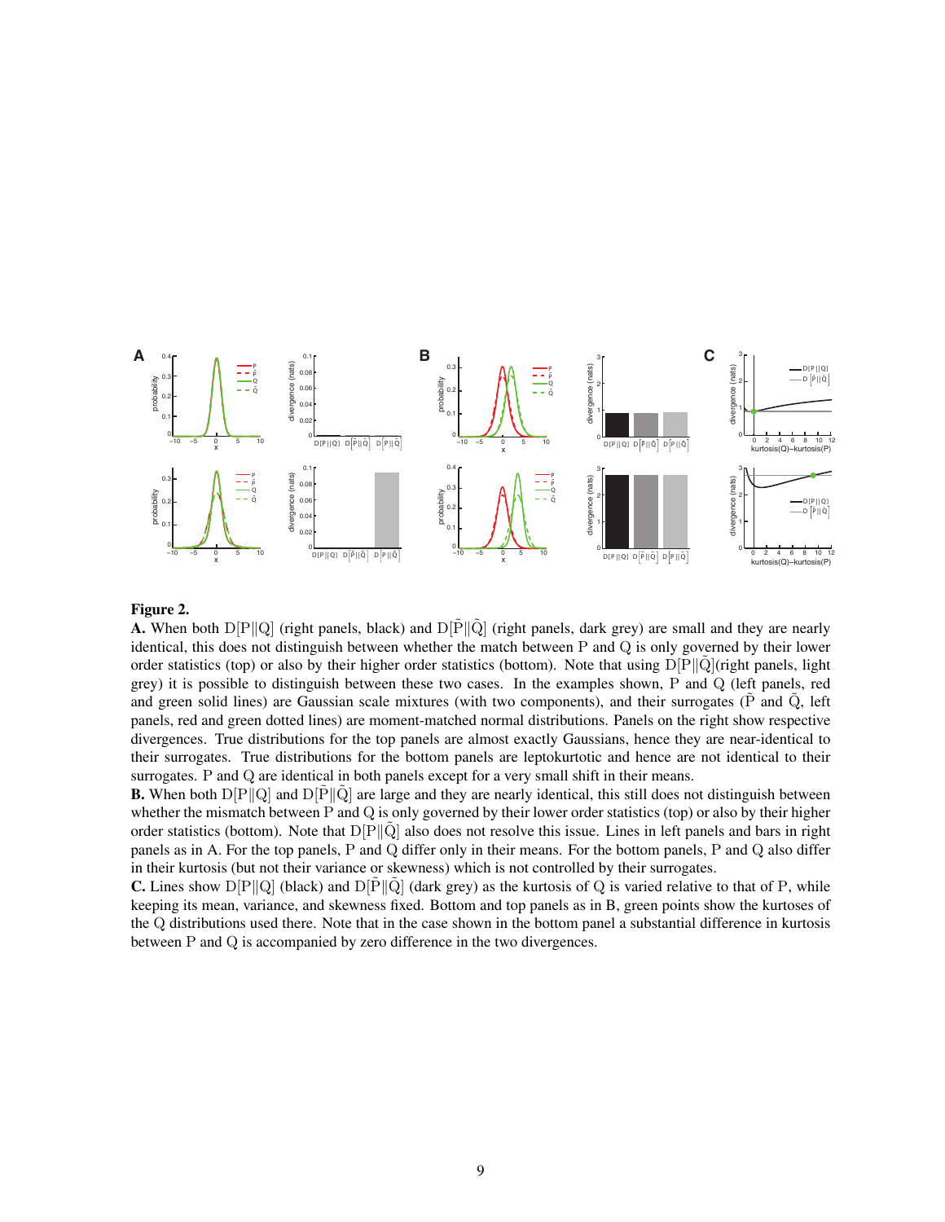A

probability

0.4
0.3
0.2
0.1
0

−10 −5 0 5 10

x

P
P̃
Q
Q̃

divergence (nats)

0.1
0.08
0.06
0.04
0.02
0

D[P||Q] D[P̃||Q̃] D[P||Q̃]

B

probability

0.3
0.2
0.1
0

−10 −5 0 5 10

x

P
P̃
Q
Q̃

divergence (nats)

3
2
1
0

D[P||Q] D[P̃||Q̃] D[P||Q̃]

C

divergence (nats)

3
2
1
0

0 2 4 6 8 10 12

kurtosis(Q)−kurtosis(P)

D[P||Q]
D[P̃||Q̃]

probability

0.3
0.2
0.1
0

−10 −5 0 5 10

x

P
P̃
Q
Q̃

divergence (nats)

0.1
0.08
0.06
0.04
0.02
0

D[P||Q] D[P̃||Q̃] D[P||Q̃]

probability

0.4
0.3
0.2
0.1
0

−10 −5 0 5 10

x

P
P̃
Q
Q̃

divergence (nats)

3
2
1
0

D[P||Q] D[P̃||Q̃] D[P||Q̃]

divergence (nats)

3
2
1
0

0 2 4 6 8 10 12

kurtosis(Q)−kurtosis(P)

D[P||Q]
D[P̃||Q̃]

**Figure 2.**

**A.** When both $D[P\|Q]$ (right panels, black) and $D[\tilde{P}\|\tilde{Q}]$ (right panels, dark grey) are small and they are nearly identical, this does not distinguish between whether the match between P and Q is only governed by their lower order statistics (top) or also by their higher order statistics (bottom). Note that using $D[P\|\tilde{Q}]$(right panels, light grey) it is possible to distinguish between these two cases. In the examples shown, P and Q (left panels, red and green solid lines) are Gaussian scale mixtures (with two components), and their surrogates ($\tilde{P}$ and $\tilde{Q}$, left panels, red and green dotted lines) are moment-matched normal distributions. Panels on the right show respective divergences. True distributions for the top panels are almost exactly Gaussians, hence they are near-identical to their surrogates. True distributions for the bottom panels are leptokurtotic and hence are not identical to their surrogates. P and Q are identical in both panels except for a very small shift in their means.

**B.** When both $D[P\|Q]$ and $D[\tilde{P}\|\tilde{Q}]$ are large and they are nearly identical, this still does not distinguish between whether the mismatch between P and Q is only governed by their lower order statistics (top) or also by their higher order statistics (bottom). Note that $D[P\|\tilde{Q}]$ also does not resolve this issue. Lines in left panels and bars in right panels as in A. For the top panels, P and Q differ only in their means. For the bottom panels, P and Q also differ in their kurtosis (but not their variance or skewness) which is not controlled by their surrogates.

**C.** Lines show $D[P\|Q]$ (black) and $D[\tilde{P}\|\tilde{Q}]$ (dark grey) as the kurtosis of Q is varied relative to that of P, while keeping its mean, variance, and skewness fixed. Bottom and top panels as in B, green points show the kurtoses of the Q distributions used there. Note that in the case shown in the bottom panel a substantial difference in kurtosis between P and Q is accompanied by zero difference in the two divergences.